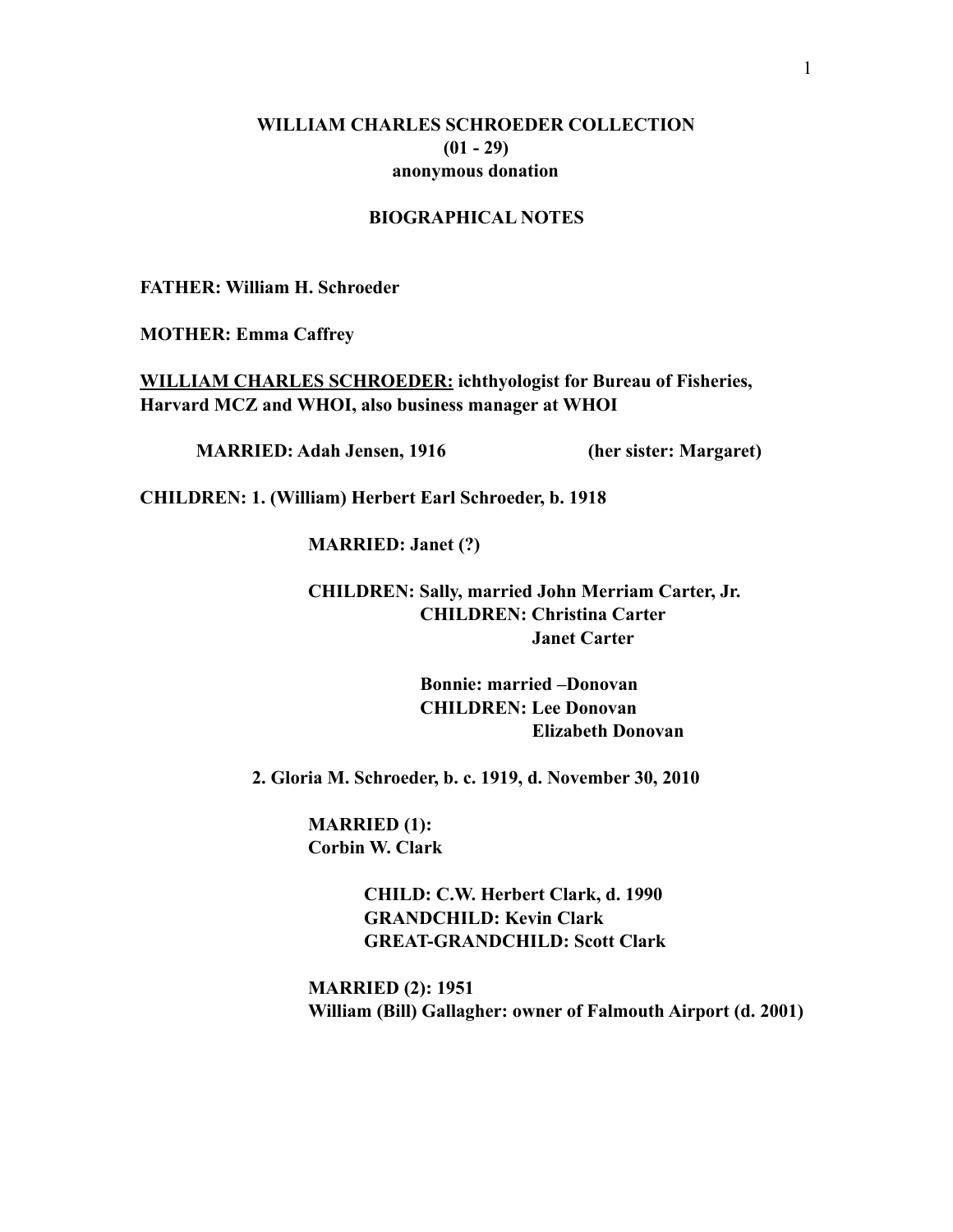**WILLIAM CHARLES SCHROEDER COLLECTION**
**(01 - 29)**
**anonymous donation**

**BIOGRAPHICAL NOTES**

**FATHER: William H. Schroeder**

**MOTHER: Emma Caffrey**

**<u>WILLIAM CHARLES SCHROEDER:</u> ichthyologist for Bureau of Fisheries, Harvard MCZ and WHOI, also business manager at WHOI**

**MARRIED: Adah Jensen, 1916 (her sister: Margaret)**

**CHILDREN: 1. (William) Herbert Earl Schroeder, b. 1918**

**MARRIED: Janet (?)**

**CHILDREN: Sally, married John Merriam Carter, Jr.**
**CHILDREN: Christina Carter**
**Janet Carter**

**Bonnie: married –Donovan**
**CHILDREN: Lee Donovan**
**Elizabeth Donovan**

**2. Gloria M. Schroeder, b. c. 1919, d. November 30, 2010**

**MARRIED (1):**
**Corbin W. Clark**

**CHILD: C.W. Herbert Clark, d. 1990**
**GRANDCHILD: Kevin Clark**
**GREAT-GRANDCHILD: Scott Clark**

**MARRIED (2): 1951**
**William (Bill) Gallagher: owner of Falmouth Airport (d. 2001)**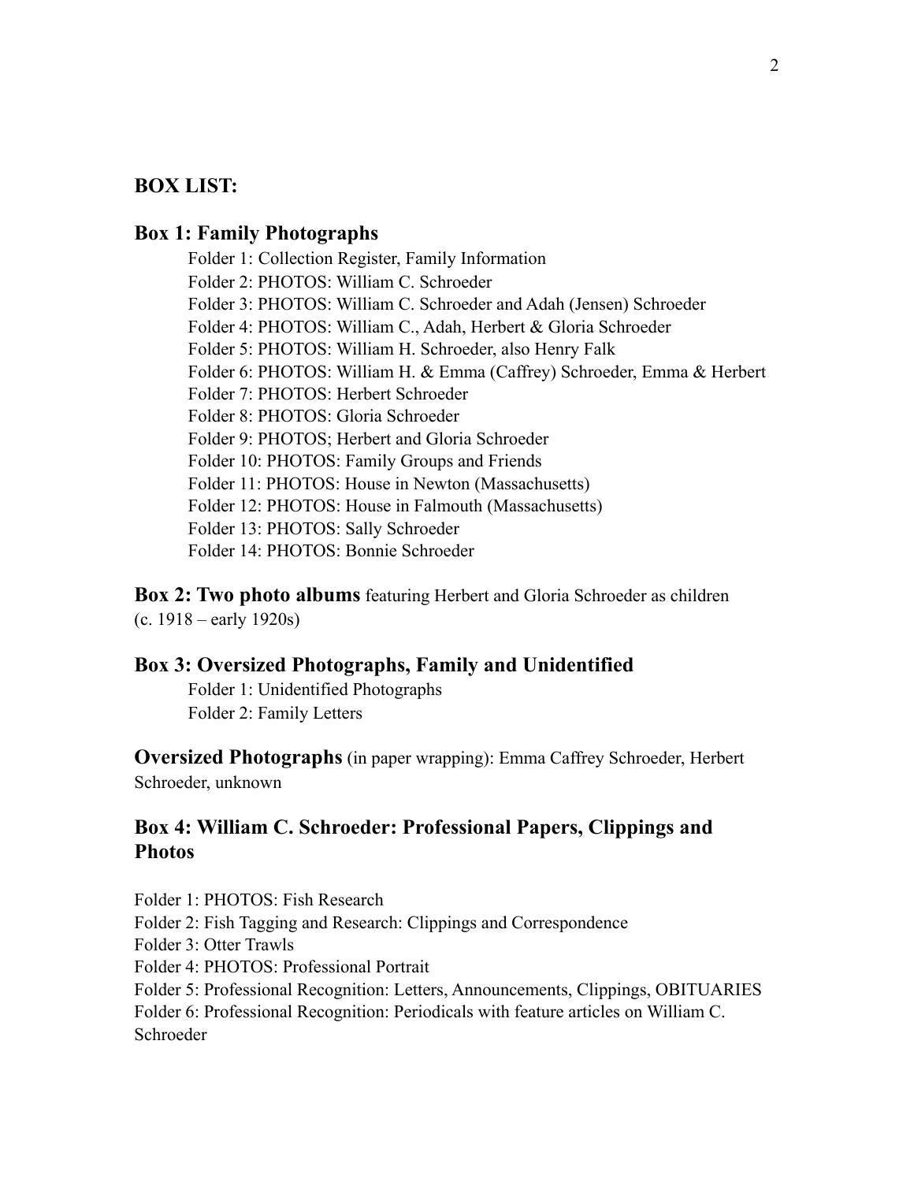## BOX LIST:

### Box 1: Family Photographs

Folder 1: Collection Register, Family Information
Folder 2: PHOTOS: William C. Schroeder
Folder 3: PHOTOS: William C. Schroeder and Adah (Jensen) Schroeder
Folder 4: PHOTOS: William C., Adah, Herbert & Gloria Schroeder
Folder 5: PHOTOS: William H. Schroeder, also Henry Falk
Folder 6: PHOTOS: William H. & Emma (Caffrey) Schroeder, Emma & Herbert
Folder 7: PHOTOS: Herbert Schroeder
Folder 8: PHOTOS: Gloria Schroeder
Folder 9: PHOTOS; Herbert and Gloria Schroeder
Folder 10: PHOTOS: Family Groups and Friends
Folder 11: PHOTOS: House in Newton (Massachusetts)
Folder 12: PHOTOS: House in Falmouth (Massachusetts)
Folder 13: PHOTOS: Sally Schroeder
Folder 14: PHOTOS: Bonnie Schroeder

**Box 2: Two photo albums** featuring Herbert and Gloria Schroeder as children (c. 1918 – early 1920s)

### Box 3: Oversized Photographs, Family and Unidentified

Folder 1: Unidentified Photographs
Folder 2: Family Letters

**Oversized Photographs** (in paper wrapping): Emma Caffrey Schroeder, Herbert Schroeder, unknown

### Box 4: William C. Schroeder: Professional Papers, Clippings and Photos

Folder 1: PHOTOS: Fish Research
Folder 2: Fish Tagging and Research: Clippings and Correspondence
Folder 3: Otter Trawls
Folder 4: PHOTOS: Professional Portrait
Folder 5: Professional Recognition: Letters, Announcements, Clippings, OBITUARIES
Folder 6: Professional Recognition: Periodicals with feature articles on William C. Schroeder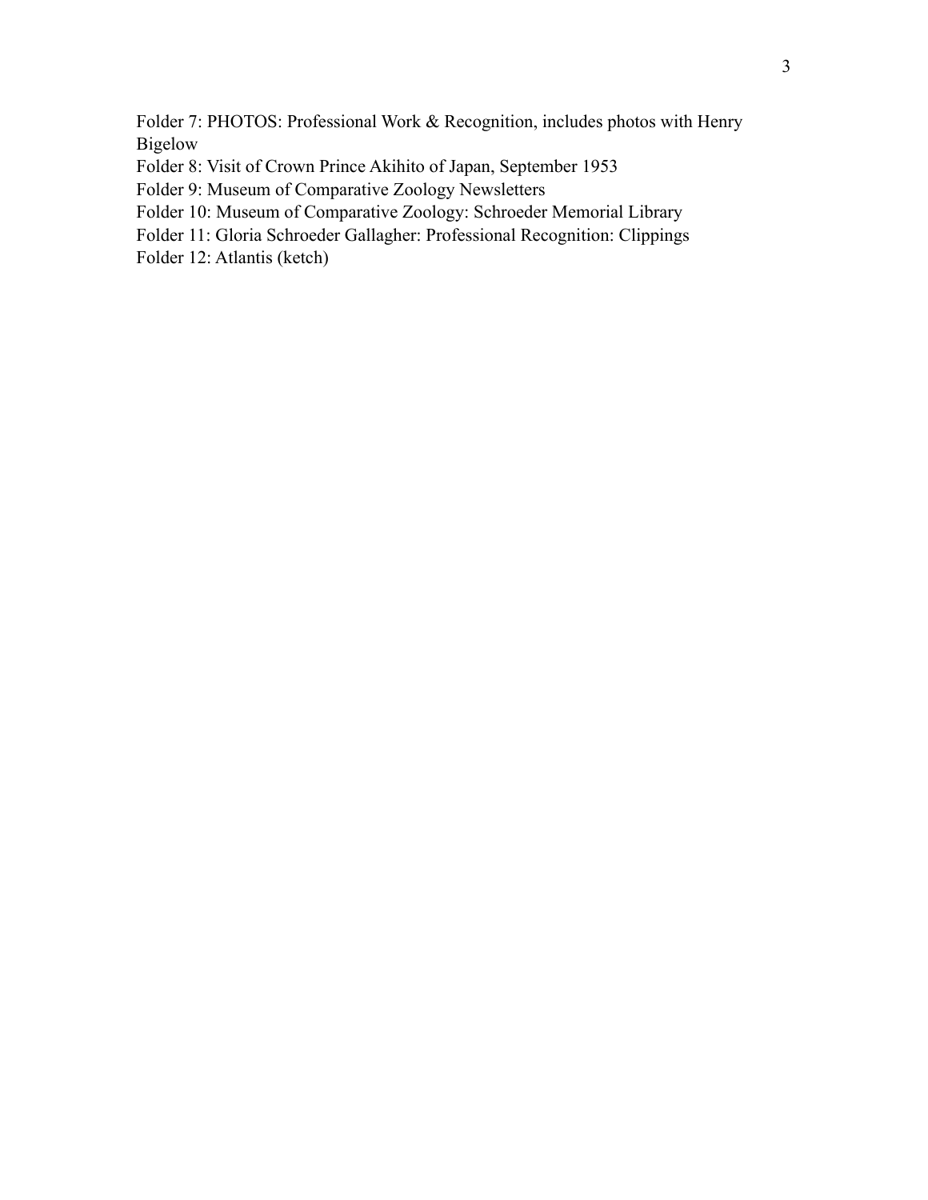Folder 7: PHOTOS: Professional Work & Recognition, includes photos with Henry Bigelow
Folder 8: Visit of Crown Prince Akihito of Japan, September 1953
Folder 9: Museum of Comparative Zoology Newsletters
Folder 10: Museum of Comparative Zoology: Schroeder Memorial Library
Folder 11: Gloria Schroeder Gallagher: Professional Recognition: Clippings
Folder 12: Atlantis (ketch)